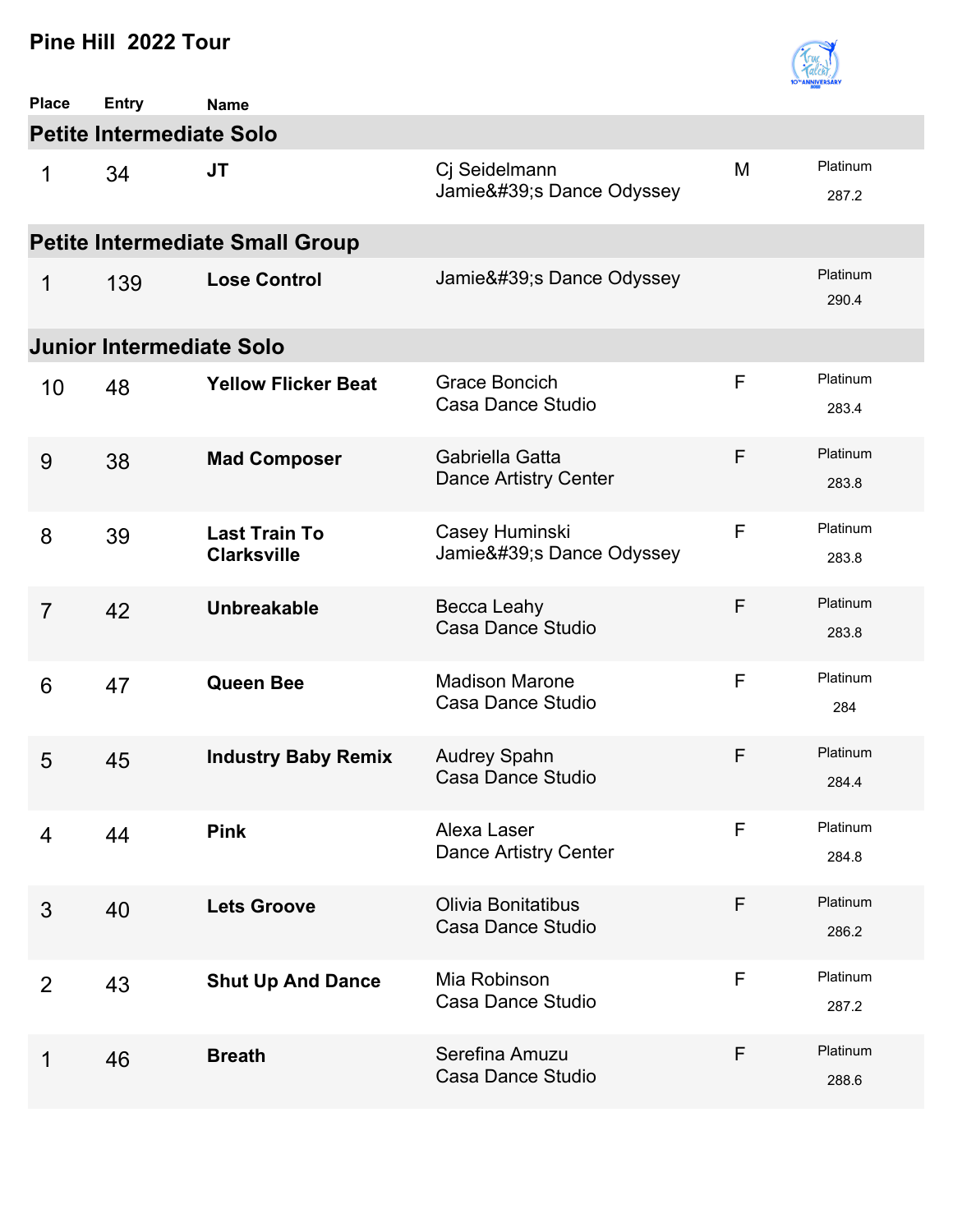# Pine Hill 2022 Tour

| Place | Entry | Name | | | |
|---|---|---|---|---|---|

## Petite Intermediate Solo

| Place | Entry | Name | Dancer / Studio | Gender | Award / Score |
|---|---|---|---|---|---|
| 1 | 34 | **JT** | Cj Seidelmann<br>Jamie&#39;s Dance Odyssey | M | Platinum<br>287.2 |

## Petite Intermediate Small Group

| Place | Entry | Name | Studio | | Award / Score |
|---|---|---|---|---|---|
| 1 | 139 | **Lose Control** | Jamie&#39;s Dance Odyssey | | Platinum<br>290.4 |

## Junior Intermediate Solo

| Place | Entry | Name | Dancer / Studio | Gender | Award / Score |
|---|---|---|---|---|---|
| 10 | 48 | **Yellow Flicker Beat** | Grace Boncich<br>Casa Dance Studio | F | Platinum<br>283.4 |
| 9 | 38 | **Mad Composer** | Gabriella Gatta<br>Dance Artistry Center | F | Platinum<br>283.8 |
| 8 | 39 | **Last Train To Clarksville** | Casey Huminski<br>Jamie&#39;s Dance Odyssey | F | Platinum<br>283.8 |
| 7 | 42 | **Unbreakable** | Becca Leahy<br>Casa Dance Studio | F | Platinum<br>283.8 |
| 6 | 47 | **Queen Bee** | Madison Marone<br>Casa Dance Studio | F | Platinum<br>284 |
| 5 | 45 | **Industry Baby Remix** | Audrey Spahn<br>Casa Dance Studio | F | Platinum<br>284.4 |
| 4 | 44 | **Pink** | Alexa Laser<br>Dance Artistry Center | F | Platinum<br>284.8 |
| 3 | 40 | **Lets Groove** | Olivia Bonitatibus<br>Casa Dance Studio | F | Platinum<br>286.2 |
| 2 | 43 | **Shut Up And Dance** | Mia Robinson<br>Casa Dance Studio | F | Platinum<br>287.2 |
| 1 | 46 | **Breath** | Serefina Amuzu<br>Casa Dance Studio | F | Platinum<br>288.6 |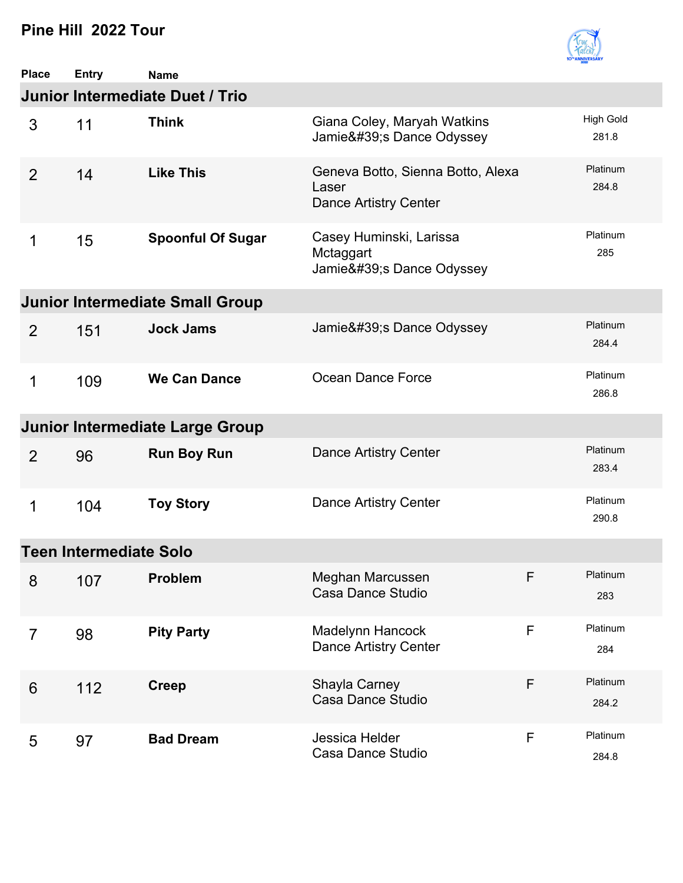# Pine Hill 2022 Tour

| Place | Entry | Name | | | |
|---|---|---|---|---|---|
| **Junior Intermediate Duet / Trio** | | | | | |
| 3 | 11 | **Think** | Giana Coley, Maryah Watkins<br>Jamie&#39;s Dance Odyssey | | High Gold<br>281.8 |
| 2 | 14 | **Like This** | Geneva Botto, Sienna Botto, Alexa Laser<br>Dance Artistry Center | | Platinum<br>284.8 |
| 1 | 15 | **Spoonful Of Sugar** | Casey Huminski, Larissa Mctaggart<br>Jamie&#39;s Dance Odyssey | | Platinum<br>285 |
| **Junior Intermediate Small Group** | | | | | |
| 2 | 151 | **Jock Jams** | Jamie&#39;s Dance Odyssey | | Platinum<br>284.4 |
| 1 | 109 | **We Can Dance** | Ocean Dance Force | | Platinum<br>286.8 |
| **Junior Intermediate Large Group** | | | | | |
| 2 | 96 | **Run Boy Run** | Dance Artistry Center | | Platinum<br>283.4 |
| 1 | 104 | **Toy Story** | Dance Artistry Center | | Platinum<br>290.8 |
| **Teen Intermediate Solo** | | | | | |
| 8 | 107 | **Problem** | Meghan Marcussen<br>Casa Dance Studio | F | Platinum<br>283 |
| 7 | 98 | **Pity Party** | Madelynn Hancock<br>Dance Artistry Center | F | Platinum<br>284 |
| 6 | 112 | **Creep** | Shayla Carney<br>Casa Dance Studio | F | Platinum<br>284.2 |
| 5 | 97 | **Bad Dream** | Jessica Helder<br>Casa Dance Studio | F | Platinum<br>284.8 |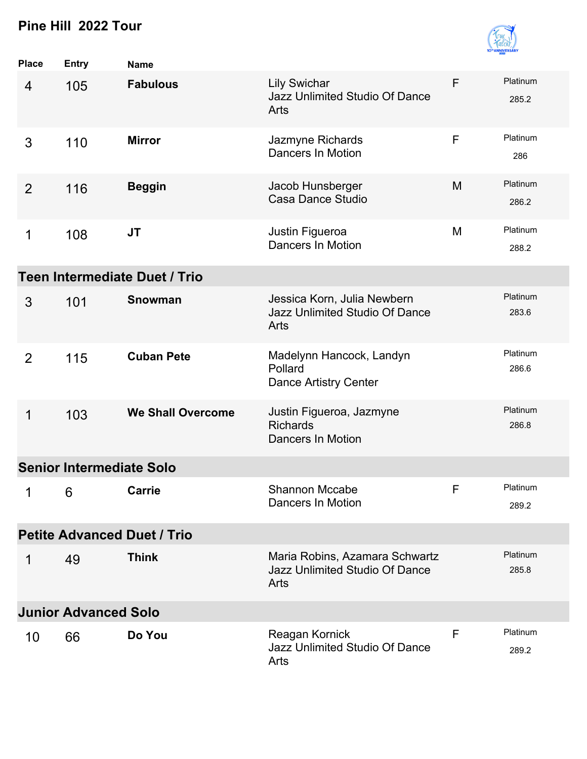## Pine Hill 2022 Tour

| Place | Entry | Name | | | |
|---|---|---|---|---|---|
| 4 | 105 | **Fabulous** | Lily Swichar<br>Jazz Unlimited Studio Of Dance Arts | F | Platinum<br>285.2 |
| 3 | 110 | **Mirror** | Jazmyne Richards<br>Dancers In Motion | F | Platinum<br>286 |
| 2 | 116 | **Beggin** | Jacob Hunsberger<br>Casa Dance Studio | M | Platinum<br>286.2 |
| 1 | 108 | **JT** | Justin Figueroa<br>Dancers In Motion | M | Platinum<br>288.2 |

### Teen Intermediate Duet / Trio

| Place | Entry | Name | | | |
|---|---|---|---|---|---|
| 3 | 101 | **Snowman** | Jessica Korn, Julia Newbern<br>Jazz Unlimited Studio Of Dance Arts | | Platinum<br>283.6 |
| 2 | 115 | **Cuban Pete** | Madelynn Hancock, Landyn Pollard<br>Dance Artistry Center | | Platinum<br>286.6 |
| 1 | 103 | **We Shall Overcome** | Justin Figueroa, Jazmyne Richards<br>Dancers In Motion | | Platinum<br>286.8 |

### Senior Intermediate Solo

| Place | Entry | Name | | | |
|---|---|---|---|---|---|
| 1 | 6 | **Carrie** | Shannon Mccabe<br>Dancers In Motion | F | Platinum<br>289.2 |

### Petite Advanced Duet / Trio

| Place | Entry | Name | | | |
|---|---|---|---|---|---|
| 1 | 49 | **Think** | Maria Robins, Azamara Schwartz<br>Jazz Unlimited Studio Of Dance Arts | | Platinum<br>285.8 |

### Junior Advanced Solo

| Place | Entry | Name | | | |
|---|---|---|---|---|---|
| 10 | 66 | **Do You** | Reagan Kornick<br>Jazz Unlimited Studio Of Dance Arts | F | Platinum<br>289.2 |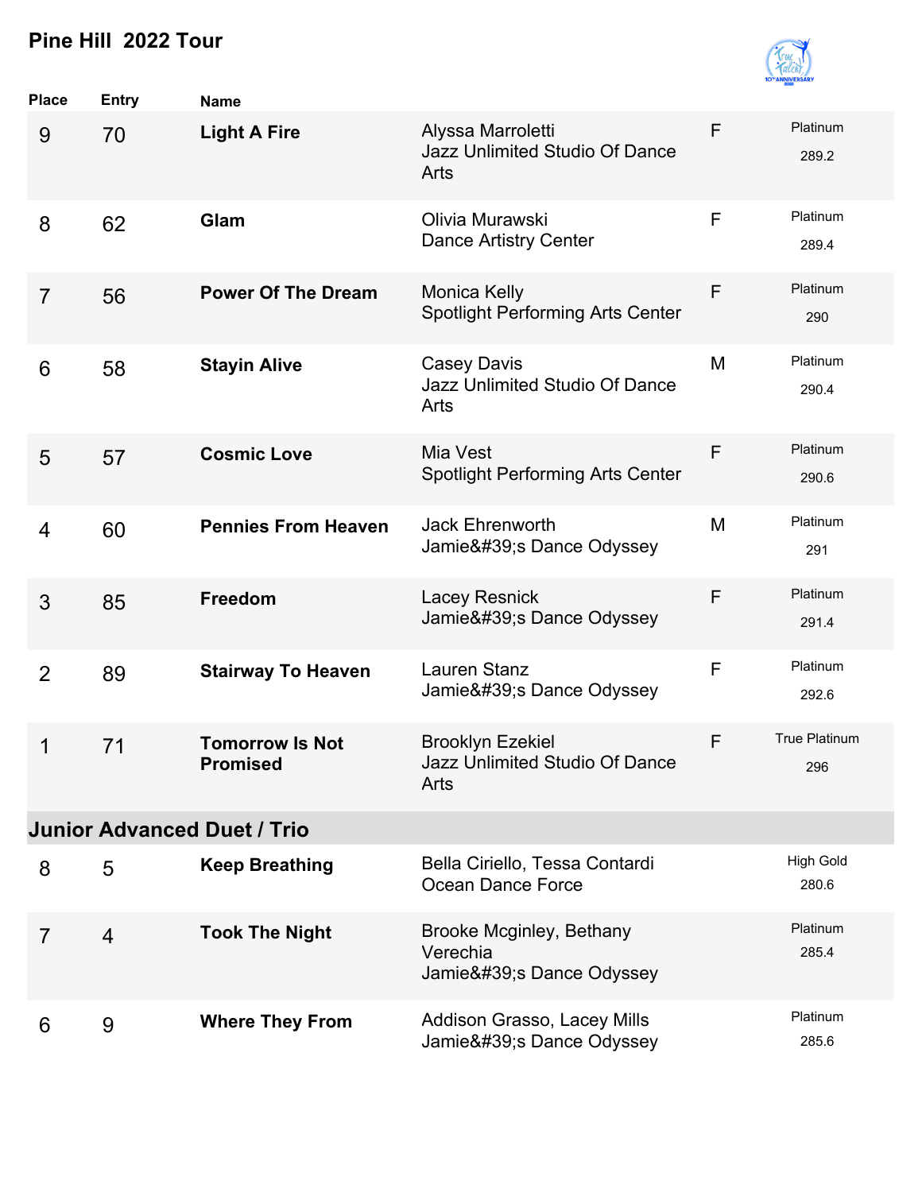## Pine Hill 2022 Tour

| Place | Entry | Name | | | |
|---|---|---|---|---|---|
| 9 | 70 | **Light A Fire** | Alyssa Marroletti<br>Jazz Unlimited Studio Of Dance Arts | F | Platinum<br>289.2 |
| 8 | 62 | **Glam** | Olivia Murawski<br>Dance Artistry Center | F | Platinum<br>289.4 |
| 7 | 56 | **Power Of The Dream** | Monica Kelly<br>Spotlight Performing Arts Center | F | Platinum<br>290 |
| 6 | 58 | **Stayin Alive** | Casey Davis<br>Jazz Unlimited Studio Of Dance Arts | M | Platinum<br>290.4 |
| 5 | 57 | **Cosmic Love** | Mia Vest<br>Spotlight Performing Arts Center | F | Platinum<br>290.6 |
| 4 | 60 | **Pennies From Heaven** | Jack Ehrenworth<br>Jamie&#39;s Dance Odyssey | M | Platinum<br>291 |
| 3 | 85 | **Freedom** | Lacey Resnick<br>Jamie&#39;s Dance Odyssey | F | Platinum<br>291.4 |
| 2 | 89 | **Stairway To Heaven** | Lauren Stanz<br>Jamie&#39;s Dance Odyssey | F | Platinum<br>292.6 |
| 1 | 71 | **Tomorrow Is Not Promised** | Brooklyn Ezekiel<br>Jazz Unlimited Studio Of Dance Arts | F | True Platinum<br>296 |

### Junior Advanced Duet / Trio

| Place | Entry | Name | | | |
|---|---|---|---|---|---|
| 8 | 5 | **Keep Breathing** | Bella Ciriello, Tessa Contardi<br>Ocean Dance Force | | High Gold<br>280.6 |
| 7 | 4 | **Took The Night** | Brooke Mcginley, Bethany Verechia<br>Jamie&#39;s Dance Odyssey | | Platinum<br>285.4 |
| 6 | 9 | **Where They From** | Addison Grasso, Lacey Mills<br>Jamie&#39;s Dance Odyssey | | Platinum<br>285.6 |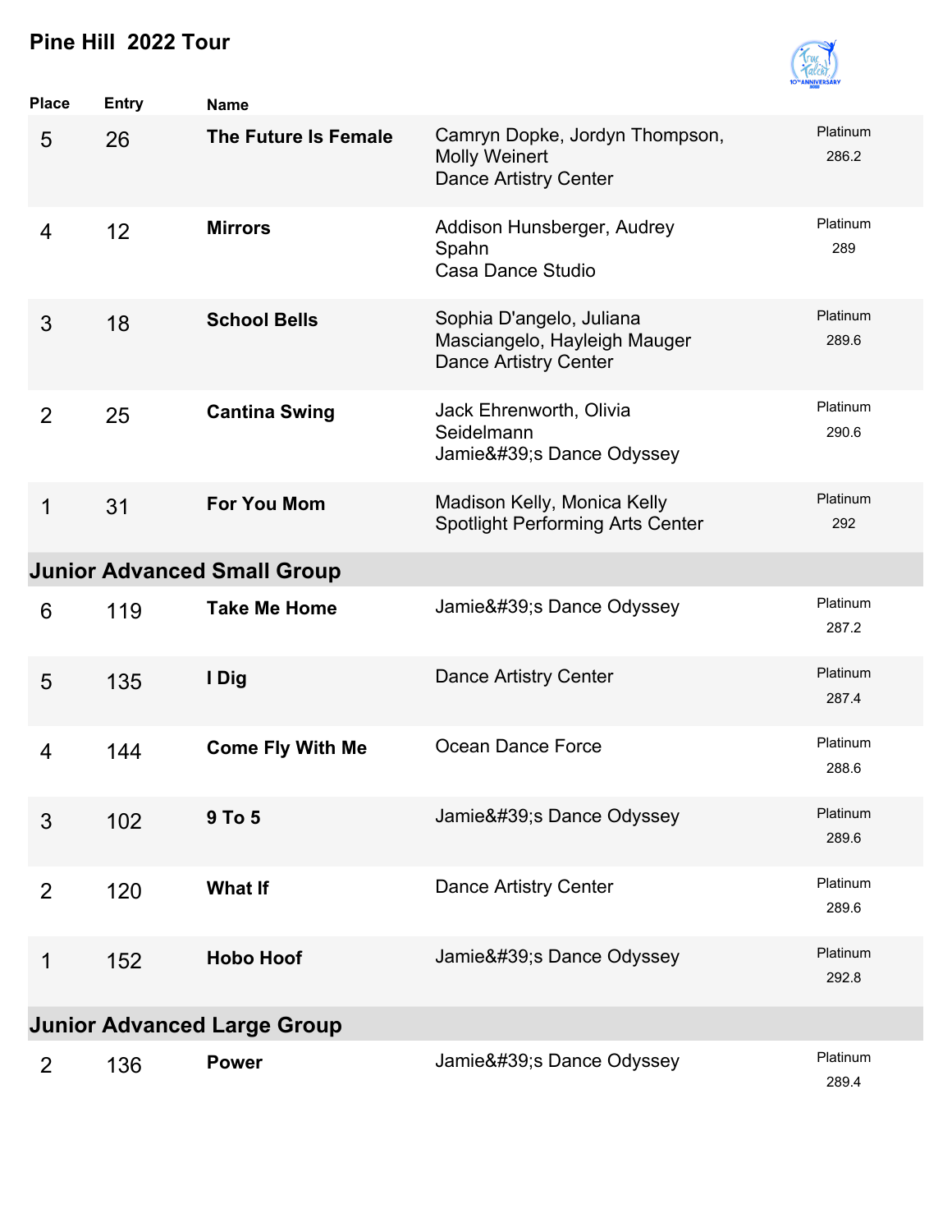# Pine Hill 2022 Tour

| Place | Entry | Name | | |
|---|---|---|---|---|
| 5 | 26 | **The Future Is Female** | Camryn Dopke, Jordyn Thompson, Molly Weinert<br>Dance Artistry Center | Platinum<br>286.2 |
| 4 | 12 | **Mirrors** | Addison Hunsberger, Audrey Spahn<br>Casa Dance Studio | Platinum<br>289 |
| 3 | 18 | **School Bells** | Sophia D'angelo, Juliana Masciangelo, Hayleigh Mauger<br>Dance Artistry Center | Platinum<br>289.6 |
| 2 | 25 | **Cantina Swing** | Jack Ehrenworth, Olivia Seidelmann<br>Jamie&#39;s Dance Odyssey | Platinum<br>290.6 |
| 1 | 31 | **For You Mom** | Madison Kelly, Monica Kelly<br>Spotlight Performing Arts Center | Platinum<br>292 |

## Junior Advanced Small Group

| Place | Entry | Name | | |
|---|---|---|---|---|
| 6 | 119 | **Take Me Home** | Jamie&#39;s Dance Odyssey | Platinum<br>287.2 |
| 5 | 135 | **I Dig** | Dance Artistry Center | Platinum<br>287.4 |
| 4 | 144 | **Come Fly With Me** | Ocean Dance Force | Platinum<br>288.6 |
| 3 | 102 | **9 To 5** | Jamie&#39;s Dance Odyssey | Platinum<br>289.6 |
| 2 | 120 | **What If** | Dance Artistry Center | Platinum<br>289.6 |
| 1 | 152 | **Hobo Hoof** | Jamie&#39;s Dance Odyssey | Platinum<br>292.8 |

## Junior Advanced Large Group

| Place | Entry | Name | | |
|---|---|---|---|---|
| 2 | 136 | **Power** | Jamie&#39;s Dance Odyssey | Platinum<br>289.4 |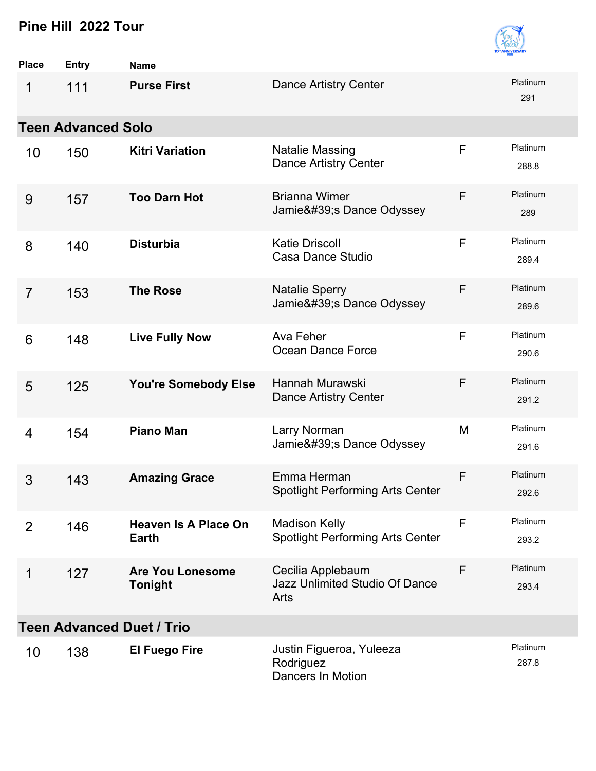# Pine Hill 2022 Tour

| Place | Entry | Name | | | |
|---|---|---|---|---|---|
| 1 | 111 | **Purse First** | Dance Artistry Center | | Platinum 291 |

## Teen Advanced Solo

| Place | Entry | Name | | | |
|---|---|---|---|---|---|
| 10 | 150 | **Kitri Variation** | Natalie Massing<br>Dance Artistry Center | F | Platinum 288.8 |
| 9 | 157 | **Too Darn Hot** | Brianna Wimer<br>Jamie&#39;s Dance Odyssey | F | Platinum 289 |
| 8 | 140 | **Disturbia** | Katie Driscoll<br>Casa Dance Studio | F | Platinum 289.4 |
| 7 | 153 | **The Rose** | Natalie Sperry<br>Jamie&#39;s Dance Odyssey | F | Platinum 289.6 |
| 6 | 148 | **Live Fully Now** | Ava Feher<br>Ocean Dance Force | F | Platinum 290.6 |
| 5 | 125 | **You're Somebody Else** | Hannah Murawski<br>Dance Artistry Center | F | Platinum 291.2 |
| 4 | 154 | **Piano Man** | Larry Norman<br>Jamie&#39;s Dance Odyssey | M | Platinum 291.6 |
| 3 | 143 | **Amazing Grace** | Emma Herman<br>Spotlight Performing Arts Center | F | Platinum 292.6 |
| 2 | 146 | **Heaven Is A Place On Earth** | Madison Kelly<br>Spotlight Performing Arts Center | F | Platinum 293.2 |
| 1 | 127 | **Are You Lonesome Tonight** | Cecilia Applebaum<br>Jazz Unlimited Studio Of Dance Arts | F | Platinum 293.4 |

## Teen Advanced Duet / Trio

| Place | Entry | Name | | | |
|---|---|---|---|---|---|
| 10 | 138 | **El Fuego Fire** | Justin Figueroa, Yuleeza Rodriguez<br>Dancers In Motion | | Platinum 287.8 |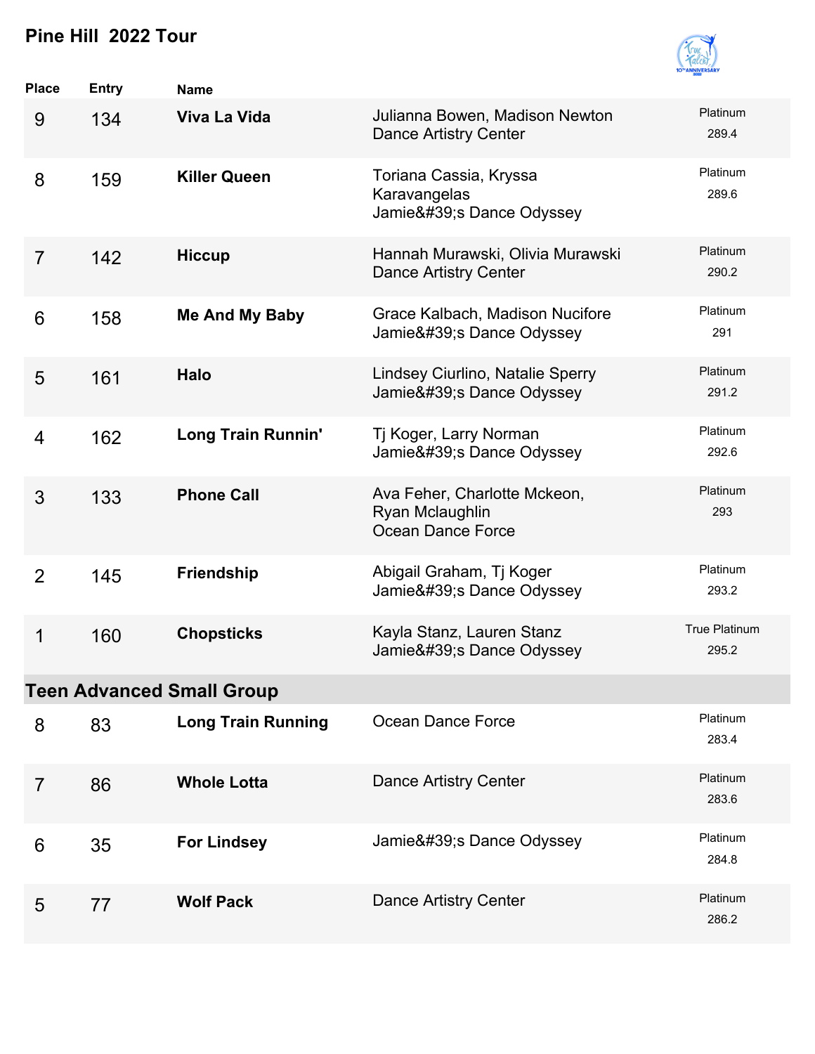# Pine Hill 2022 Tour

| Place | Entry | Name | | |
|---|---|---|---|---|
| 9 | 134 | **Viva La Vida** | Julianna Bowen, Madison Newton<br>Dance Artistry Center | Platinum<br>289.4 |
| 8 | 159 | **Killer Queen** | Toriana Cassia, Kryssa Karavangelas<br>Jamie&#39;s Dance Odyssey | Platinum<br>289.6 |
| 7 | 142 | **Hiccup** | Hannah Murawski, Olivia Murawski<br>Dance Artistry Center | Platinum<br>290.2 |
| 6 | 158 | **Me And My Baby** | Grace Kalbach, Madison Nucifore<br>Jamie&#39;s Dance Odyssey | Platinum<br>291 |
| 5 | 161 | **Halo** | Lindsey Ciurlino, Natalie Sperry<br>Jamie&#39;s Dance Odyssey | Platinum<br>291.2 |
| 4 | 162 | **Long Train Runnin'** | Tj Koger, Larry Norman<br>Jamie&#39;s Dance Odyssey | Platinum<br>292.6 |
| 3 | 133 | **Phone Call** | Ava Feher, Charlotte Mckeon, Ryan Mclaughlin<br>Ocean Dance Force | Platinum<br>293 |
| 2 | 145 | **Friendship** | Abigail Graham, Tj Koger<br>Jamie&#39;s Dance Odyssey | Platinum<br>293.2 |
| 1 | 160 | **Chopsticks** | Kayla Stanz, Lauren Stanz<br>Jamie&#39;s Dance Odyssey | True Platinum<br>295.2 |

## Teen Advanced Small Group

| Place | Entry | Name | | |
|---|---|---|---|---|
| 8 | 83 | **Long Train Running** | Ocean Dance Force | Platinum<br>283.4 |
| 7 | 86 | **Whole Lotta** | Dance Artistry Center | Platinum<br>283.6 |
| 6 | 35 | **For Lindsey** | Jamie&#39;s Dance Odyssey | Platinum<br>284.8 |
| 5 | 77 | **Wolf Pack** | Dance Artistry Center | Platinum<br>286.2 |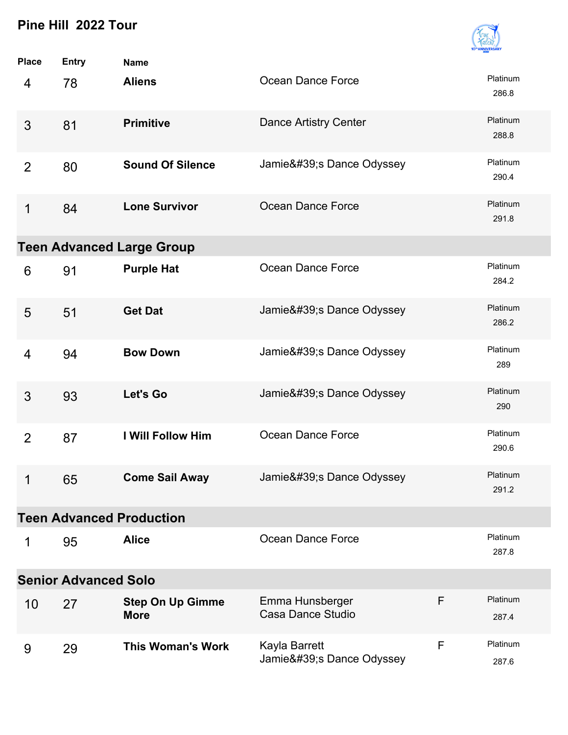# Pine Hill 2022 Tour

| Place | Entry | Name | | | |
|---|---|---|---|---|---|
| 4 | 78 | **Aliens** | Ocean Dance Force | | Platinum 286.8 |
| 3 | 81 | **Primitive** | Dance Artistry Center | | Platinum 288.8 |
| 2 | 80 | **Sound Of Silence** | Jamie&#39;s Dance Odyssey | | Platinum 290.4 |
| 1 | 84 | **Lone Survivor** | Ocean Dance Force | | Platinum 291.8 |

## Teen Advanced Large Group

| Place | Entry | Name | | | |
|---|---|---|---|---|---|
| 6 | 91 | **Purple Hat** | Ocean Dance Force | | Platinum 284.2 |
| 5 | 51 | **Get Dat** | Jamie&#39;s Dance Odyssey | | Platinum 286.2 |
| 4 | 94 | **Bow Down** | Jamie&#39;s Dance Odyssey | | Platinum 289 |
| 3 | 93 | **Let's Go** | Jamie&#39;s Dance Odyssey | | Platinum 290 |
| 2 | 87 | **I Will Follow Him** | Ocean Dance Force | | Platinum 290.6 |
| 1 | 65 | **Come Sail Away** | Jamie&#39;s Dance Odyssey | | Platinum 291.2 |

## Teen Advanced Production

| Place | Entry | Name | | | |
|---|---|---|---|---|---|
| 1 | 95 | **Alice** | Ocean Dance Force | | Platinum 287.8 |

## Senior Advanced Solo

| Place | Entry | Name | | | |
|---|---|---|---|---|---|
| 10 | 27 | **Step On Up Gimme More** | Emma Hunsberger<br>Casa Dance Studio | F | Platinum 287.4 |
| 9 | 29 | **This Woman's Work** | Kayla Barrett<br>Jamie&#39;s Dance Odyssey | F | Platinum 287.6 |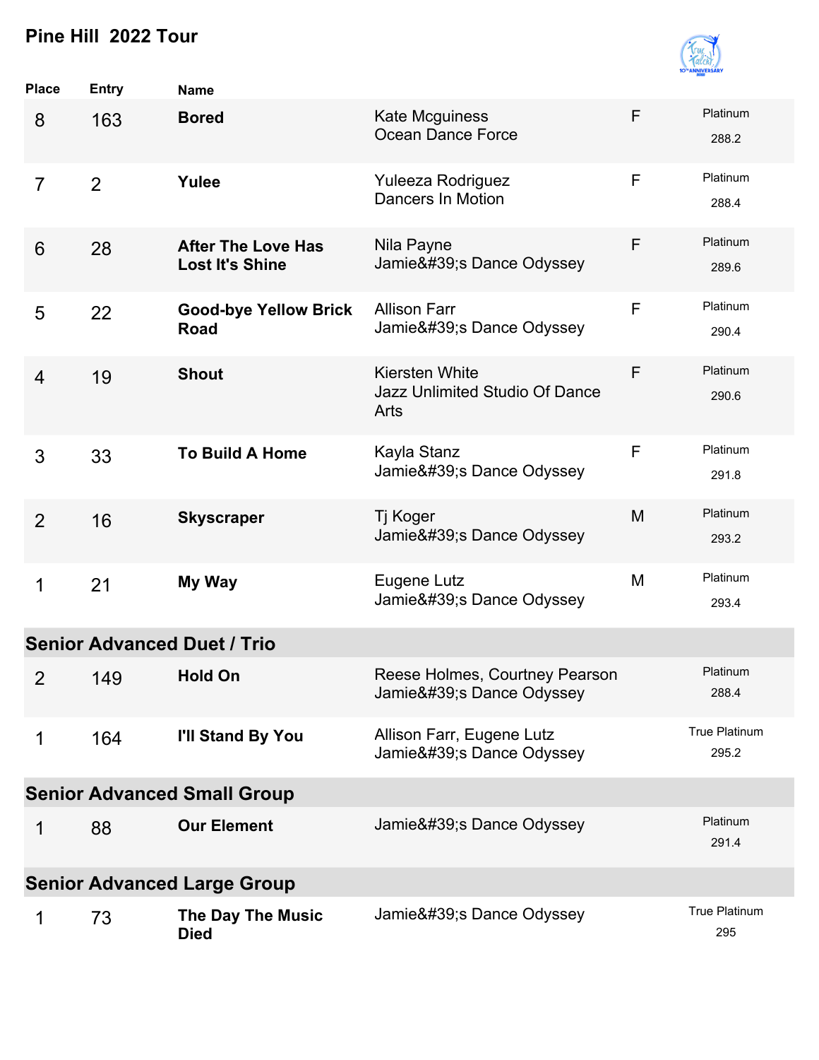# Pine Hill 2022 Tour

| Place | Entry | Name | | | |
|---|---|---|---|---|---|
| 8 | 163 | **Bored** | Kate Mcguiness<br>Ocean Dance Force | F | Platinum<br>288.2 |
| 7 | 2 | **Yulee** | Yuleeza Rodriguez<br>Dancers In Motion | F | Platinum<br>288.4 |
| 6 | 28 | **After The Love Has Lost It's Shine** | Nila Payne<br>Jamie&#39;s Dance Odyssey | F | Platinum<br>289.6 |
| 5 | 22 | **Good-bye Yellow Brick Road** | Allison Farr<br>Jamie&#39;s Dance Odyssey | F | Platinum<br>290.4 |
| 4 | 19 | **Shout** | Kiersten White<br>Jazz Unlimited Studio Of Dance Arts | F | Platinum<br>290.6 |
| 3 | 33 | **To Build A Home** | Kayla Stanz<br>Jamie&#39;s Dance Odyssey | F | Platinum<br>291.8 |
| 2 | 16 | **Skyscraper** | Tj Koger<br>Jamie&#39;s Dance Odyssey | M | Platinum<br>293.2 |
| 1 | 21 | **My Way** | Eugene Lutz<br>Jamie&#39;s Dance Odyssey | M | Platinum<br>293.4 |

## Senior Advanced Duet / Trio

| Place | Entry | Name | | |
|---|---|---|---|---|
| 2 | 149 | **Hold On** | Reese Holmes, Courtney Pearson<br>Jamie&#39;s Dance Odyssey | Platinum<br>288.4 |
| 1 | 164 | **I'll Stand By You** | Allison Farr, Eugene Lutz<br>Jamie&#39;s Dance Odyssey | True Platinum<br>295.2 |

## Senior Advanced Small Group

| Place | Entry | Name | | |
|---|---|---|---|---|
| 1 | 88 | **Our Element** | Jamie&#39;s Dance Odyssey | Platinum<br>291.4 |

## Senior Advanced Large Group

| Place | Entry | Name | | |
|---|---|---|---|---|
| 1 | 73 | **The Day The Music Died** | Jamie&#39;s Dance Odyssey | True Platinum<br>295 |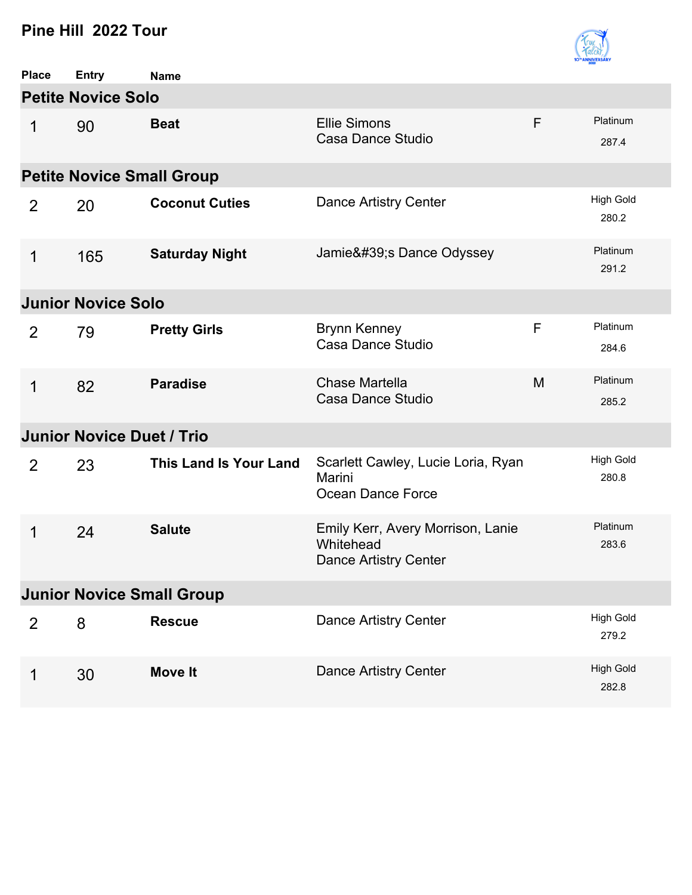# Pine Hill 2022 Tour

| Place | Entry | Name | | | |
|---|---|---|---|---|---|
| **Petite Novice Solo** | | | | | |
| 1 | 90 | **Beat** | Ellie Simons<br>Casa Dance Studio | F | Platinum<br>287.4 |
| **Petite Novice Small Group** | | | | | |
| 2 | 20 | **Coconut Cuties** | Dance Artistry Center | | High Gold<br>280.2 |
| 1 | 165 | **Saturday Night** | Jamie&#39;s Dance Odyssey | | Platinum<br>291.2 |
| **Junior Novice Solo** | | | | | |
| 2 | 79 | **Pretty Girls** | Brynn Kenney<br>Casa Dance Studio | F | Platinum<br>284.6 |
| 1 | 82 | **Paradise** | Chase Martella<br>Casa Dance Studio | M | Platinum<br>285.2 |
| **Junior Novice Duet / Trio** | | | | | |
| 2 | 23 | **This Land Is Your Land** | Scarlett Cawley, Lucie Loria, Ryan Marini<br>Ocean Dance Force | | High Gold<br>280.8 |
| 1 | 24 | **Salute** | Emily Kerr, Avery Morrison, Lanie Whitehead<br>Dance Artistry Center | | Platinum<br>283.6 |
| **Junior Novice Small Group** | | | | | |
| 2 | 8 | **Rescue** | Dance Artistry Center | | High Gold<br>279.2 |
| 1 | 30 | **Move It** | Dance Artistry Center | | High Gold<br>282.8 |